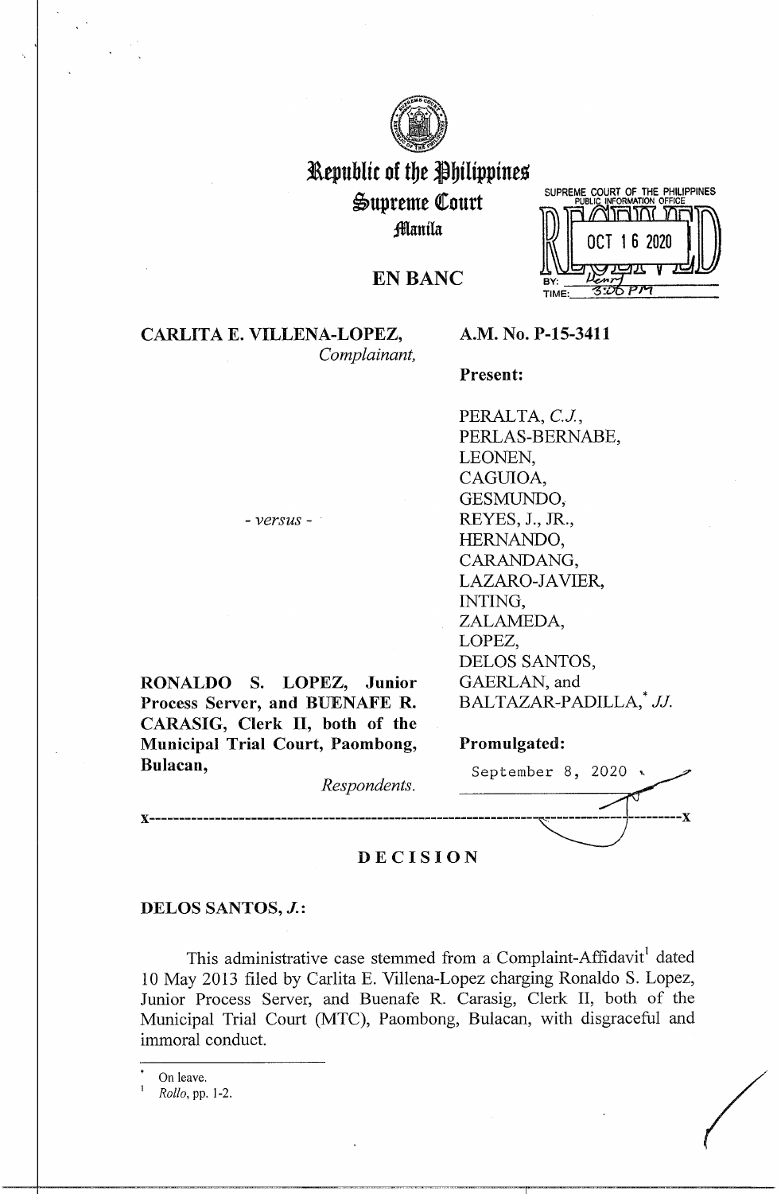# Republic of the Philippines
## Supreme Court
### Manila

SUPREME COURT OF THE PHILIPPINES
PUBLIC INFORMATION OFFICE
RECEIVED
OCT 16 2020
BY: Henry
TIME: 3:00 PM

## EN BANC

**CARLITA E. VILLENA-LOPEZ,**
*Complainant,*

- *versus* -

**RONALDO S. LOPEZ, Junior Process Server, and BUENAFE R. CARASIG, Clerk II, both of the Municipal Trial Court, Paombong, Bulacan,**
*Respondents.*

**A.M. No. P-15-3411**

**Present:**

PERALTA, *C.J.*,
PERLAS-BERNABE,
LEONEN,
CAGUIOA,
GESMUNDO,
REYES, J., JR.,
HERNANDO,
CARANDANG,
LAZARO-JAVIER,
INTING,
ZALAMEDA,
LOPEZ,
DELOS SANTOS,
GAERLAN, and
BALTAZAR-PADILLA,[*] *JJ.*

**Promulgated:**

September 8, 2020

x---------------------------------------------------------------------------------------x

## DECISION

**DELOS SANTOS, *J.*:**

This administrative case stemmed from a Complaint-Affidavit[1] dated 10 May 2013 filed by Carlita E. Villena-Lopez charging Ronaldo S. Lopez, Junior Process Server, and Buenafe R. Carasig, Clerk II, both of the Municipal Trial Court (MTC), Paombong, Bulacan, with disgraceful and immoral conduct.

---

[*] On leave.

[1] *Rollo*, pp. 1-2.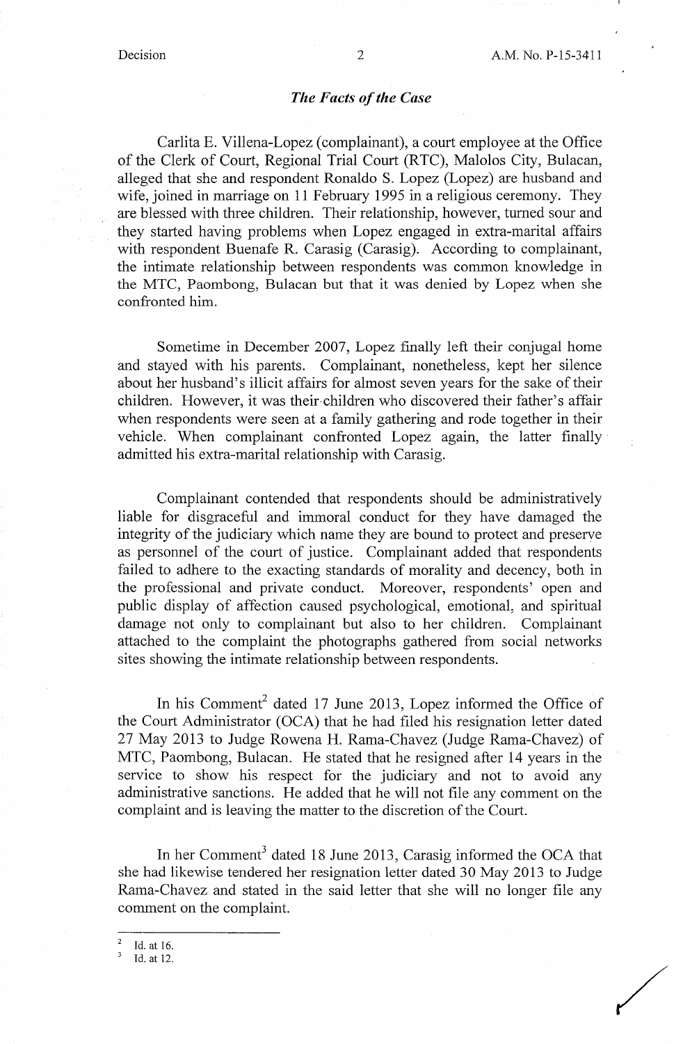## *The Facts of the Case*

Carlita E. Villena-Lopez (complainant), a court employee at the Office of the Clerk of Court, Regional Trial Court (RTC), Malolos City, Bulacan, alleged that she and respondent Ronaldo S. Lopez (Lopez) are husband and wife, joined in marriage on 11 February 1995 in a religious ceremony. They are blessed with three children. Their relationship, however, turned sour and they started having problems when Lopez engaged in extra-marital affairs with respondent Buenafe R. Carasig (Carasig). According to complainant, the intimate relationship between respondents was common knowledge in the MTC, Paombong, Bulacan but that it was denied by Lopez when she confronted him.

Sometime in December 2007, Lopez finally left their conjugal home and stayed with his parents. Complainant, nonetheless, kept her silence about her husband's illicit affairs for almost seven years for the sake of their children. However, it was their children who discovered their father's affair when respondents were seen at a family gathering and rode together in their vehicle. When complainant confronted Lopez again, the latter finally admitted his extra-marital relationship with Carasig.

Complainant contended that respondents should be administratively liable for disgraceful and immoral conduct for they have damaged the integrity of the judiciary which name they are bound to protect and preserve as personnel of the court of justice. Complainant added that respondents failed to adhere to the exacting standards of morality and decency, both in the professional and private conduct. Moreover, respondents' open and public display of affection caused psychological, emotional, and spiritual damage not only to complainant but also to her children. Complainant attached to the complaint the photographs gathered from social networks sites showing the intimate relationship between respondents.

In his Comment[2] dated 17 June 2013, Lopez informed the Office of the Court Administrator (OCA) that he had filed his resignation letter dated 27 May 2013 to Judge Rowena H. Rama-Chavez (Judge Rama-Chavez) of MTC, Paombong, Bulacan. He stated that he resigned after 14 years in the service to show his respect for the judiciary and not to avoid any administrative sanctions. He added that he will not file any comment on the complaint and is leaving the matter to the discretion of the Court.

In her Comment[3] dated 18 June 2013, Carasig informed the OCA that she had likewise tendered her resignation letter dated 30 May 2013 to Judge Rama-Chavez and stated in the said letter that she will no longer file any comment on the complaint.

---

[2] Id. at 16.

[3] Id. at 12.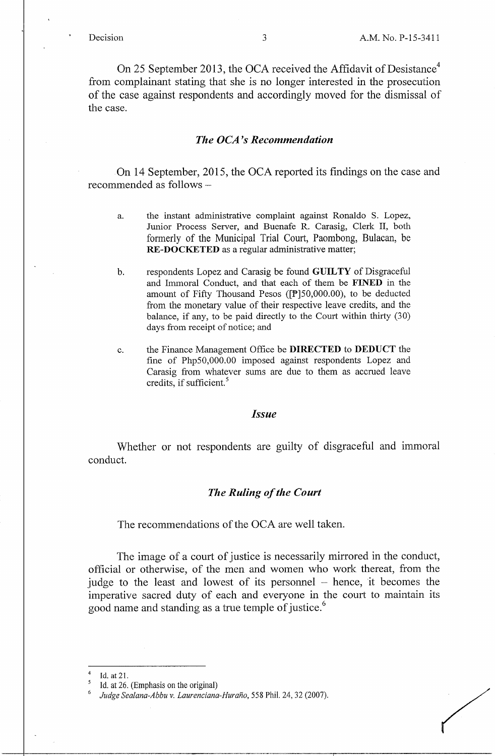On 25 September 2013, the OCA received the Affidavit of Desistance[4] from complainant stating that she is no longer interested in the prosecution of the case against respondents and accordingly moved for the dismissal of the case.

### *The OCA's Recommendation*

On 14 September, 2015, the OCA reported its findings on the case and recommended as follows –

> a. the instant administrative complaint against Ronaldo S. Lopez, Junior Process Server, and Buenafe R. Carasig, Clerk II, both formerly of the Municipal Trial Court, Paombong, Bulacan, be **RE-DOCKETED** as a regular administrative matter;
>
> b. respondents Lopez and Carasig be found **GUILTY** of Disgraceful and Immoral Conduct, and that each of them be **FINED** in the amount of Fifty Thousand Pesos ([₱]50,000.00), to be deducted from the monetary value of their respective leave credits, and the balance, if any, to be paid directly to the Court within thirty (30) days from receipt of notice; and
>
> c. the Finance Management Office be **DIRECTED** to **DEDUCT** the fine of Php50,000.00 imposed against respondents Lopez and Carasig from whatever sums are due to them as accrued leave credits, if sufficient.[5]

### *Issue*

Whether or not respondents are guilty of disgraceful and immoral conduct.

### *The Ruling of the Court*

The recommendations of the OCA are well taken.

The image of a court of justice is necessarily mirrored in the conduct, official or otherwise, of the men and women who work thereat, from the judge to the least and lowest of its personnel – hence, it becomes the imperative sacred duty of each and everyone in the court to maintain its good name and standing as a true temple of justice.[6]

---

[4] Id. at 21.

[5] Id. at 26. (Emphasis on the original)

[6] *Judge Sealana-Abbu v. Laurenciana-Huraño*, 558 Phil. 24, 32 (2007).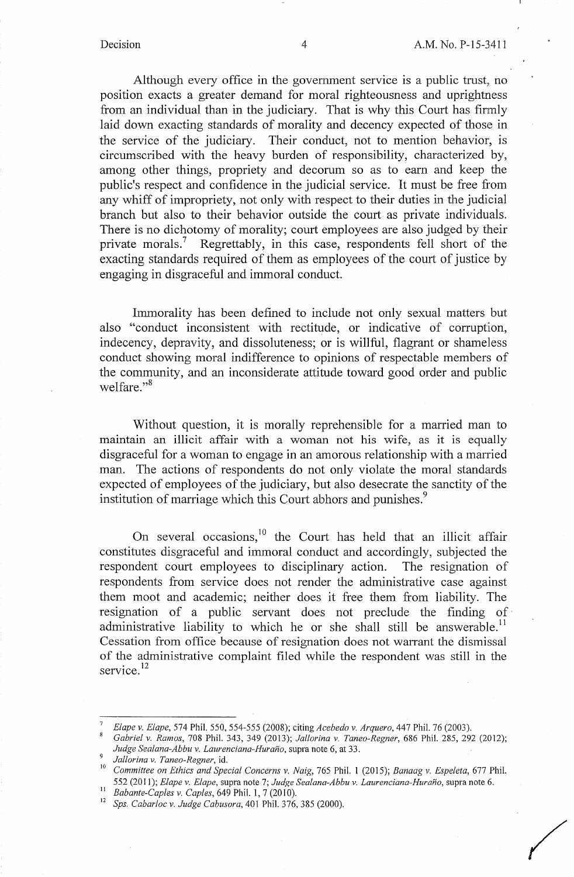Although every office in the government service is a public trust, no position exacts a greater demand for moral righteousness and uprightness from an individual than in the judiciary. That is why this Court has firmly laid down exacting standards of morality and decency expected of those in the service of the judiciary. Their conduct, not to mention behavior, is circumscribed with the heavy burden of responsibility, characterized by, among other things, propriety and decorum so as to earn and keep the public's respect and confidence in the judicial service. It must be free from any whiff of impropriety, not only with respect to their duties in the judicial branch but also to their behavior outside the court as private individuals. There is no dichotomy of morality; court employees are also judged by their private morals.[7] Regrettably, in this case, respondents fell short of the exacting standards required of them as employees of the court of justice by engaging in disgraceful and immoral conduct.

Immorality has been defined to include not only sexual matters but also "conduct inconsistent with rectitude, or indicative of corruption, indecency, depravity, and dissoluteness; or is willful, flagrant or shameless conduct showing moral indifference to opinions of respectable members of the community, and an inconsiderate attitude toward good order and public welfare."[8]

Without question, it is morally reprehensible for a married man to maintain an illicit affair with a woman not his wife, as it is equally disgraceful for a woman to engage in an amorous relationship with a married man. The actions of respondents do not only violate the moral standards expected of employees of the judiciary, but also desecrate the sanctity of the institution of marriage which this Court abhors and punishes.[9]

On several occasions,[10] the Court has held that an illicit affair constitutes disgraceful and immoral conduct and accordingly, subjected the respondent court employees to disciplinary action. The resignation of respondents from service does not render the administrative case against them moot and academic; neither does it free them from liability. The resignation of a public servant does not preclude the finding of administrative liability to which he or she shall still be answerable.[11] Cessation from office because of resignation does not warrant the dismissal of the administrative complaint filed while the respondent was still in the service.[12]

---

[7] *Elape v. Elape*, 574 Phil. 550, 554-555 (2008); citing *Acebedo v. Arquero*, 447 Phil. 76 (2003).

[8] *Gabriel v. Ramos*, 708 Phil. 343, 349 (2013); *Jallorina v. Taneo-Regner*, 686 Phil. 285, 292 (2012); *Judge Sealana-Abbu v. Laurenciana-Huraño*, supra note 6, at 33.

[9] *Jallorina v. Taneo-Regner*, id.

[10] *Committee on Ethics and Special Concerns v. Naig*, 765 Phil. 1 (2015); *Banaag v. Espeleta*, 677 Phil. 552 (2011); *Elape v. Elape*, supra note 7; *Judge Sealana-Abbu v. Laurenciana-Huraño*, supra note 6.

[11] *Babante-Caples v. Caples*, 649 Phil. 1, 7 (2010).

[12] *Sps. Cabarloc v. Judge Cabusora*, 401 Phil. 376, 385 (2000).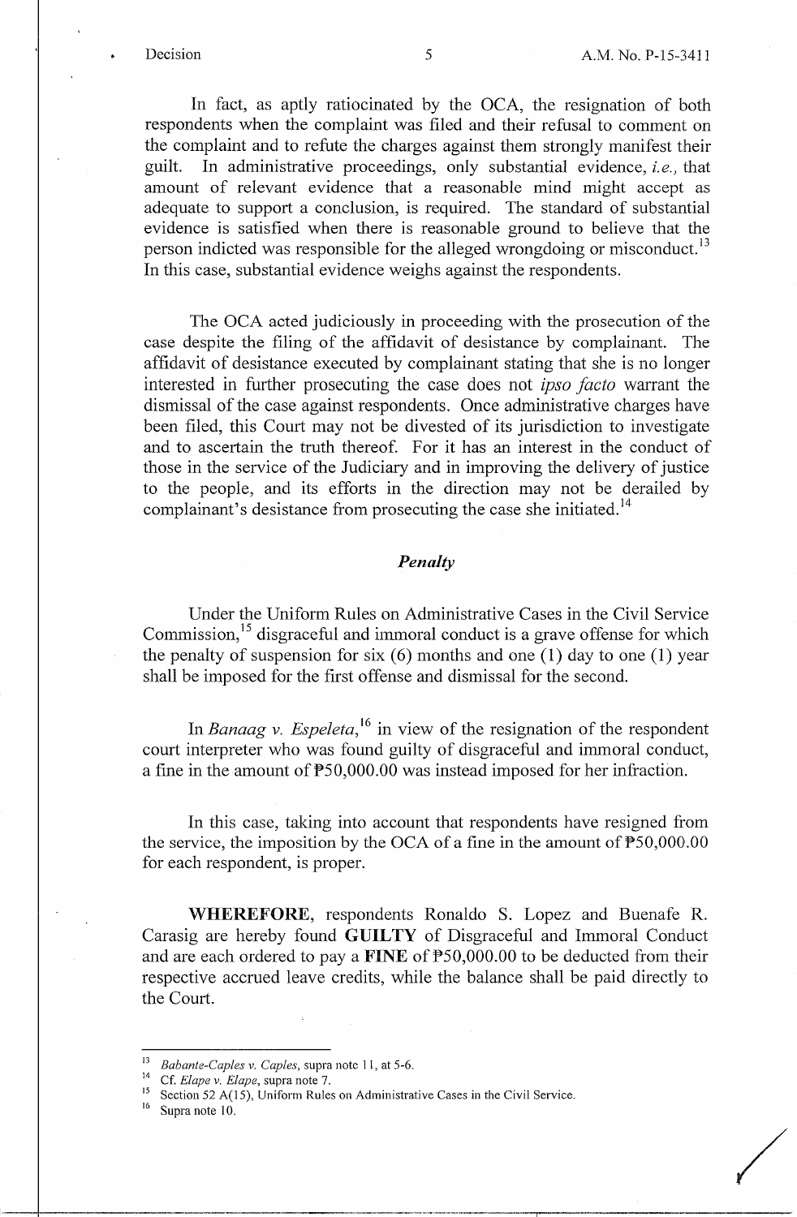In fact, as aptly ratiocinated by the OCA, the resignation of both respondents when the complaint was filed and their refusal to comment on the complaint and to refute the charges against them strongly manifest their guilt. In administrative proceedings, only substantial evidence, *i.e.,* that amount of relevant evidence that a reasonable mind might accept as adequate to support a conclusion, is required. The standard of substantial evidence is satisfied when there is reasonable ground to believe that the person indicted was responsible for the alleged wrongdoing or misconduct.[13] In this case, substantial evidence weighs against the respondents.

The OCA acted judiciously in proceeding with the prosecution of the case despite the filing of the affidavit of desistance by complainant. The affidavit of desistance executed by complainant stating that she is no longer interested in further prosecuting the case does not *ipso facto* warrant the dismissal of the case against respondents. Once administrative charges have been filed, this Court may not be divested of its jurisdiction to investigate and to ascertain the truth thereof. For it has an interest in the conduct of those in the service of the Judiciary and in improving the delivery of justice to the people, and its efforts in the direction may not be derailed by complainant's desistance from prosecuting the case she initiated.[14]

### *Penalty*

Under the Uniform Rules on Administrative Cases in the Civil Service Commission,[15] disgraceful and immoral conduct is a grave offense for which the penalty of suspension for six (6) months and one (1) day to one (1) year shall be imposed for the first offense and dismissal for the second.

In *Banaag v. Espeleta,*[16] in view of the resignation of the respondent court interpreter who was found guilty of disgraceful and immoral conduct, a fine in the amount of ₱50,000.00 was instead imposed for her infraction.

In this case, taking into account that respondents have resigned from the service, the imposition by the OCA of a fine in the amount of ₱50,000.00 for each respondent, is proper.

**WHEREFORE**, respondents Ronaldo S. Lopez and Buenafe R. Carasig are hereby found **GUILTY** of Disgraceful and Immoral Conduct and are each ordered to pay a **FINE** of ₱50,000.00 to be deducted from their respective accrued leave credits, while the balance shall be paid directly to the Court.

---

[13] *Babante-Caples v. Caples*, supra note 11, at 5-6.

[14] Cf. *Elape v. Elape*, supra note 7.

[15] Section 52 A(15), Uniform Rules on Administrative Cases in the Civil Service.

[16] Supra note 10.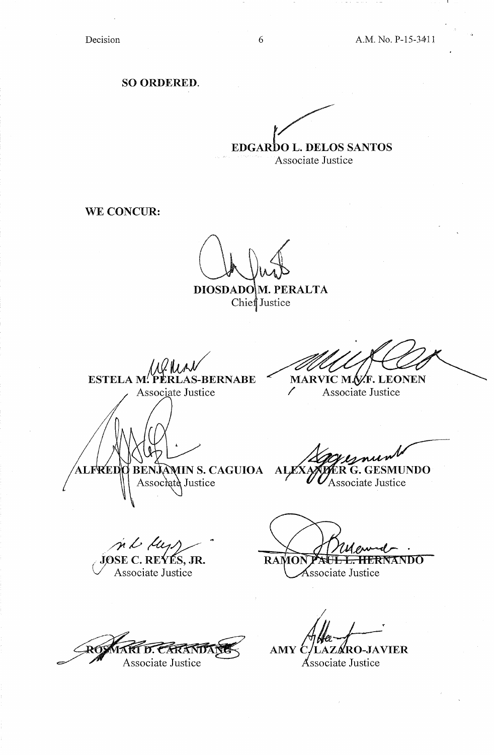**SO ORDERED.**

**EDGARDO L. DELOS SANTOS**
Associate Justice

**WE CONCUR:**

**DIOSDADO M. PERALTA**
Chief Justice

**ESTELA M. PERLAS-BERNABE**
Associate Justice

**MARVIC M.V.F. LEONEN**
Associate Justice

**ALFREDO BENJAMIN S. CAGUIOA**
Associate Justice

**ALEXANDER G. GESMUNDO**
Associate Justice

**JOSE C. REYES, JR.**
Associate Justice

**RAMON PAUL L. HERNANDO**
Associate Justice

**ROSMARI D. CARANDANG**
Associate Justice

**AMY C. LAZARO-JAVIER**
Associate Justice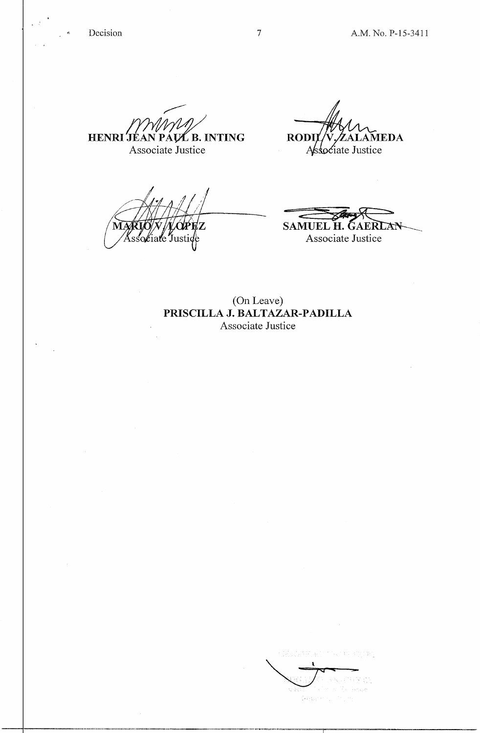**HENRI JEAN PAUL B. INTING**
Associate Justice

**RODIL V. ZALAMEDA**
Associate Justice

**MARIO V. LOPEZ**
Associate Justice

**SAMUEL H. GAERLAN**
Associate Justice

(On Leave)
**PRISCILLA J. BALTAZAR-PADILLA**
Associate Justice